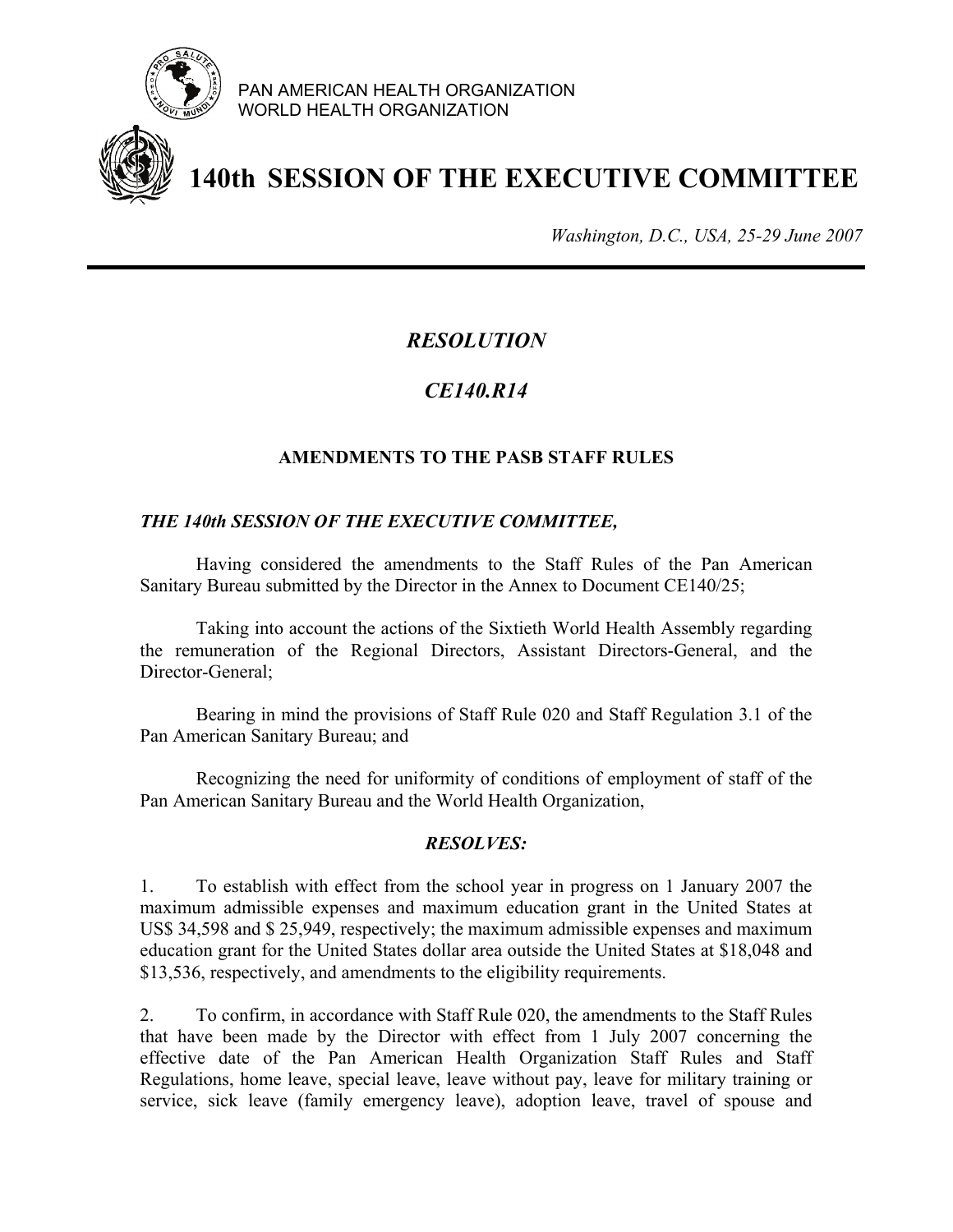PAN AMERICAN HEALTH ORGANIZATION
WORLD HEALTH ORGANIZATION

# 140th SESSION OF THE EXECUTIVE COMMITTEE

*Washington, D.C., USA, 25-29 June 2007*

---

## *RESOLUTION*

## *CE140.R14*

### AMENDMENTS TO THE PASB STAFF RULES

***THE 140th SESSION OF THE EXECUTIVE COMMITTEE,***

Having considered the amendments to the Staff Rules of the Pan American Sanitary Bureau submitted by the Director in the Annex to Document CE140/25;

Taking into account the actions of the Sixtieth World Health Assembly regarding the remuneration of the Regional Directors, Assistant Directors-General, and the Director-General;

Bearing in mind the provisions of Staff Rule 020 and Staff Regulation 3.1 of the Pan American Sanitary Bureau; and

Recognizing the need for uniformity of conditions of employment of staff of the Pan American Sanitary Bureau and the World Health Organization,

***RESOLVES:***

1. To establish with effect from the school year in progress on 1 January 2007 the maximum admissible expenses and maximum education grant in the United States at US$ 34,598 and $ 25,949, respectively; the maximum admissible expenses and maximum education grant for the United States dollar area outside the United States at $18,048 and $13,536, respectively, and amendments to the eligibility requirements.

2. To confirm, in accordance with Staff Rule 020, the amendments to the Staff Rules that have been made by the Director with effect from 1 July 2007 concerning the effective date of the Pan American Health Organization Staff Rules and Staff Regulations, home leave, special leave, leave without pay, leave for military training or service, sick leave (family emergency leave), adoption leave, travel of spouse and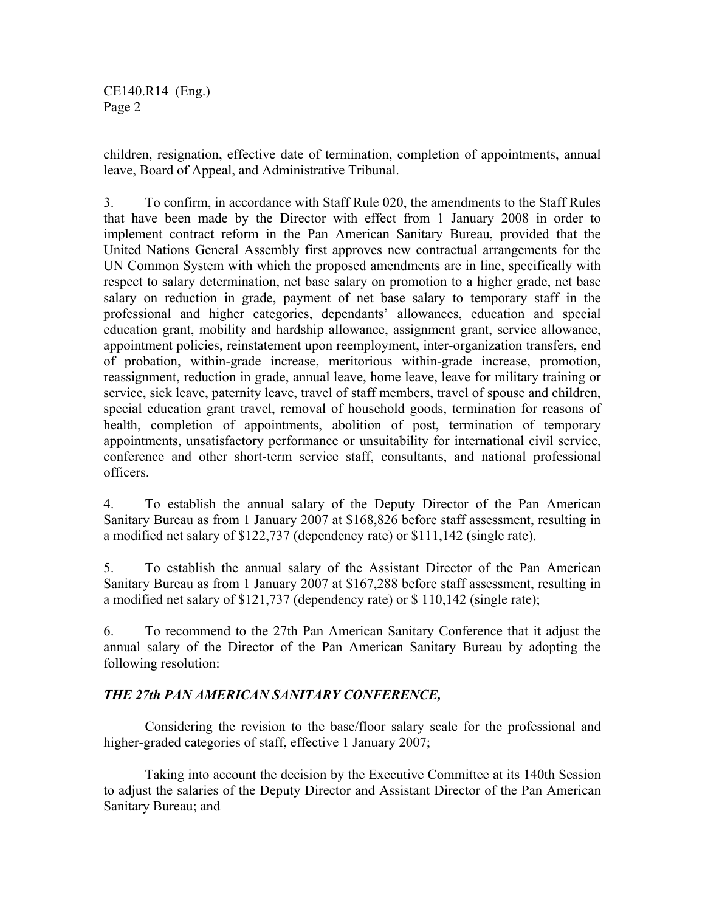children, resignation, effective date of termination, completion of appointments, annual leave, Board of Appeal, and Administrative Tribunal.

3. To confirm, in accordance with Staff Rule 020, the amendments to the Staff Rules that have been made by the Director with effect from 1 January 2008 in order to implement contract reform in the Pan American Sanitary Bureau, provided that the United Nations General Assembly first approves new contractual arrangements for the UN Common System with which the proposed amendments are in line, specifically with respect to salary determination, net base salary on promotion to a higher grade, net base salary on reduction in grade, payment of net base salary to temporary staff in the professional and higher categories, dependants' allowances, education and special education grant, mobility and hardship allowance, assignment grant, service allowance, appointment policies, reinstatement upon reemployment, inter-organization transfers, end of probation, within-grade increase, meritorious within-grade increase, promotion, reassignment, reduction in grade, annual leave, home leave, leave for military training or service, sick leave, paternity leave, travel of staff members, travel of spouse and children, special education grant travel, removal of household goods, termination for reasons of health, completion of appointments, abolition of post, termination of temporary appointments, unsatisfactory performance or unsuitability for international civil service, conference and other short-term service staff, consultants, and national professional officers.

4. To establish the annual salary of the Deputy Director of the Pan American Sanitary Bureau as from 1 January 2007 at $168,826 before staff assessment, resulting in a modified net salary of $122,737 (dependency rate) or $111,142 (single rate).

5. To establish the annual salary of the Assistant Director of the Pan American Sanitary Bureau as from 1 January 2007 at $167,288 before staff assessment, resulting in a modified net salary of $121,737 (dependency rate) or $ 110,142 (single rate);

6. To recommend to the 27th Pan American Sanitary Conference that it adjust the annual salary of the Director of the Pan American Sanitary Bureau by adopting the following resolution:

***THE 27th PAN AMERICAN SANITARY CONFERENCE,***

Considering the revision to the base/floor salary scale for the professional and higher-graded categories of staff, effective 1 January 2007;

Taking into account the decision by the Executive Committee at its 140th Session to adjust the salaries of the Deputy Director and Assistant Director of the Pan American Sanitary Bureau; and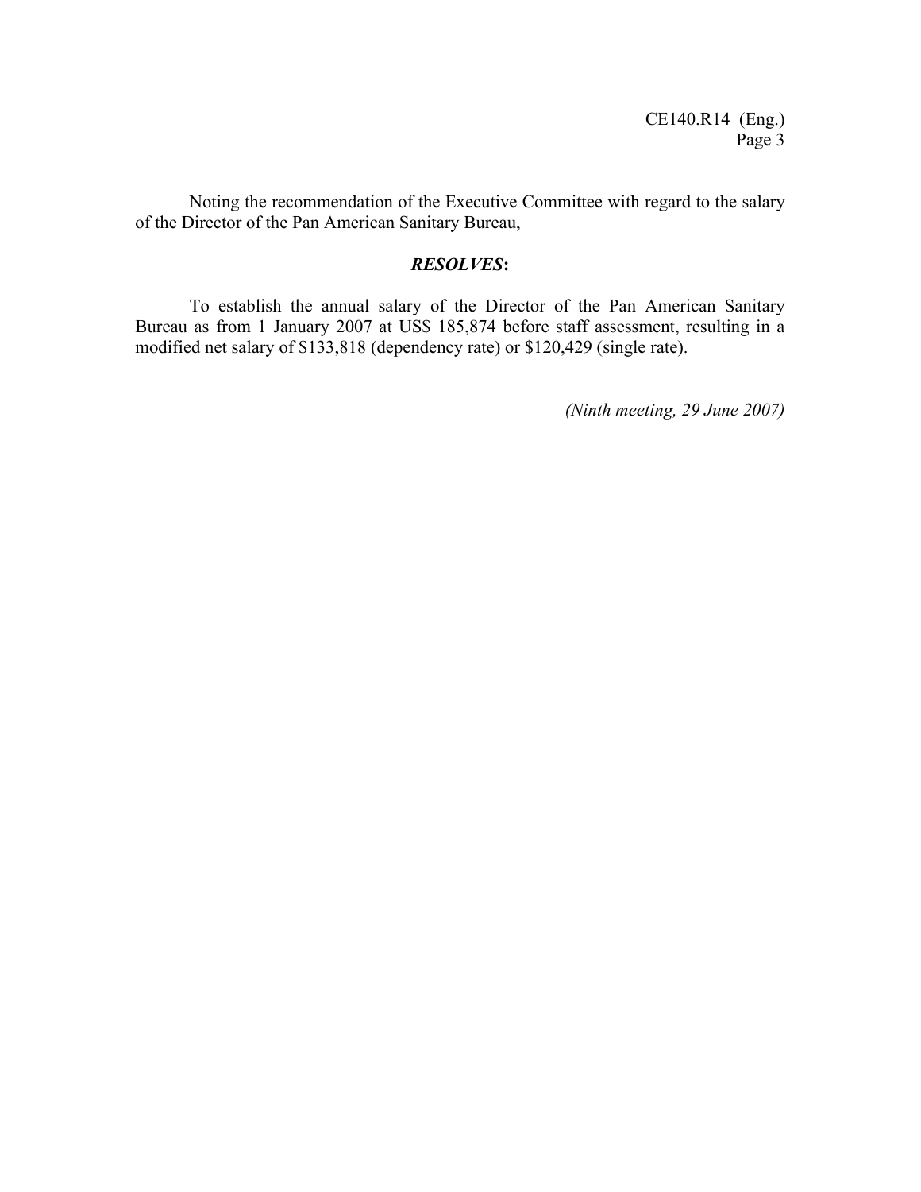Noting the recommendation of the Executive Committee with regard to the salary of the Director of the Pan American Sanitary Bureau,

***RESOLVES*:**

To establish the annual salary of the Director of the Pan American Sanitary Bureau as from 1 January 2007 at US$ 185,874 before staff assessment, resulting in a modified net salary of $133,818 (dependency rate) or $120,429 (single rate).

*(Ninth meeting, 29 June 2007)*